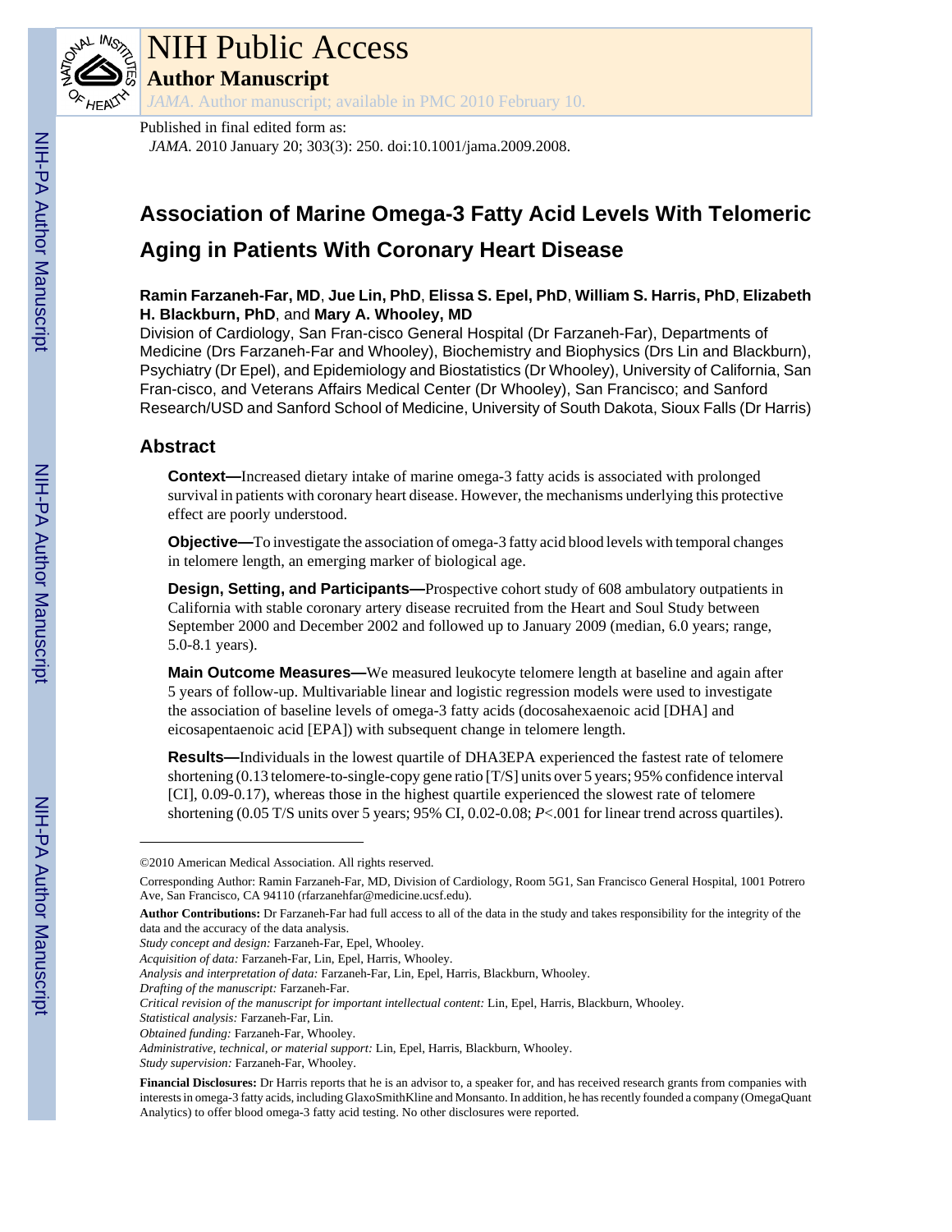# NIH Public Access

## Author Manuscript

*JAMA*. Author manuscript; available in PMC 2010 February 10.

Published in final edited form as:

*JAMA*. 2010 January 20; 303(3): 250. doi:10.1001/jama.2009.2008.

# Association of Marine Omega-3 Fatty Acid Levels With Telomeric Aging in Patients With Coronary Heart Disease

**Ramin Farzaneh-Far, MD**, **Jue Lin, PhD**, **Elissa S. Epel, PhD**, **William S. Harris, PhD**, **Elizabeth H. Blackburn, PhD**, and **Mary A. Whooley, MD**

Division of Cardiology, San Fran-cisco General Hospital (Dr Farzaneh-Far), Departments of Medicine (Drs Farzaneh-Far and Whooley), Biochemistry and Biophysics (Drs Lin and Blackburn), Psychiatry (Dr Epel), and Epidemiology and Biostatistics (Dr Whooley), University of California, San Fran-cisco, and Veterans Affairs Medical Center (Dr Whooley), San Francisco; and Sanford Research/USD and Sanford School of Medicine, University of South Dakota, Sioux Falls (Dr Harris)

## Abstract

**Context—**Increased dietary intake of marine omega-3 fatty acids is associated with prolonged survival in patients with coronary heart disease. However, the mechanisms underlying this protective effect are poorly understood.

**Objective—**To investigate the association of omega-3 fatty acid blood levels with temporal changes in telomere length, an emerging marker of biological age.

**Design, Setting, and Participants—**Prospective cohort study of 608 ambulatory outpatients in California with stable coronary artery disease recruited from the Heart and Soul Study between September 2000 and December 2002 and followed up to January 2009 (median, 6.0 years; range, 5.0-8.1 years).

**Main Outcome Measures—**We measured leukocyte telomere length at baseline and again after 5 years of follow-up. Multivariable linear and logistic regression models were used to investigate the association of baseline levels of omega-3 fatty acids (docosahexaenoic acid [DHA] and eicosapentaenoic acid [EPA]) with subsequent change in telomere length.

**Results—**Individuals in the lowest quartile of DHA3EPA experienced the fastest rate of telomere shortening (0.13 telomere-to-single-copy gene ratio [T/S] units over 5 years; 95% confidence interval [CI], 0.09-0.17), whereas those in the highest quartile experienced the slowest rate of telomere shortening (0.05 T/S units over 5 years; 95% CI, 0.02-0.08; *P*<.001 for linear trend across quartiles).

---

©2010 American Medical Association. All rights reserved.

Corresponding Author: Ramin Farzaneh-Far, MD, Division of Cardiology, Room 5G1, San Francisco General Hospital, 1001 Potrero Ave, San Francisco, CA 94110 (rfarzanehfar@medicine.ucsf.edu).

**Author Contributions:** Dr Farzaneh-Far had full access to all of the data in the study and takes responsibility for the integrity of the data and the accuracy of the data analysis.

*Study concept and design:* Farzaneh-Far, Epel, Whooley.

*Acquisition of data:* Farzaneh-Far, Lin, Epel, Harris, Whooley.

*Analysis and interpretation of data:* Farzaneh-Far, Lin, Epel, Harris, Blackburn, Whooley.

*Drafting of the manuscript:* Farzaneh-Far.

*Critical revision of the manuscript for important intellectual content:* Lin, Epel, Harris, Blackburn, Whooley.

*Statistical analysis:* Farzaneh-Far, Lin.

*Obtained funding:* Farzaneh-Far, Whooley.

*Administrative, technical, or material support:* Lin, Epel, Harris, Blackburn, Whooley.

*Study supervision:* Farzaneh-Far, Whooley.

**Financial Disclosures:** Dr Harris reports that he is an advisor to, a speaker for, and has received research grants from companies with interests in omega-3 fatty acids, including GlaxoSmithKline and Monsanto. In addition, he has recently founded a company (OmegaQuant Analytics) to offer blood omega-3 fatty acid testing. No other disclosures were reported.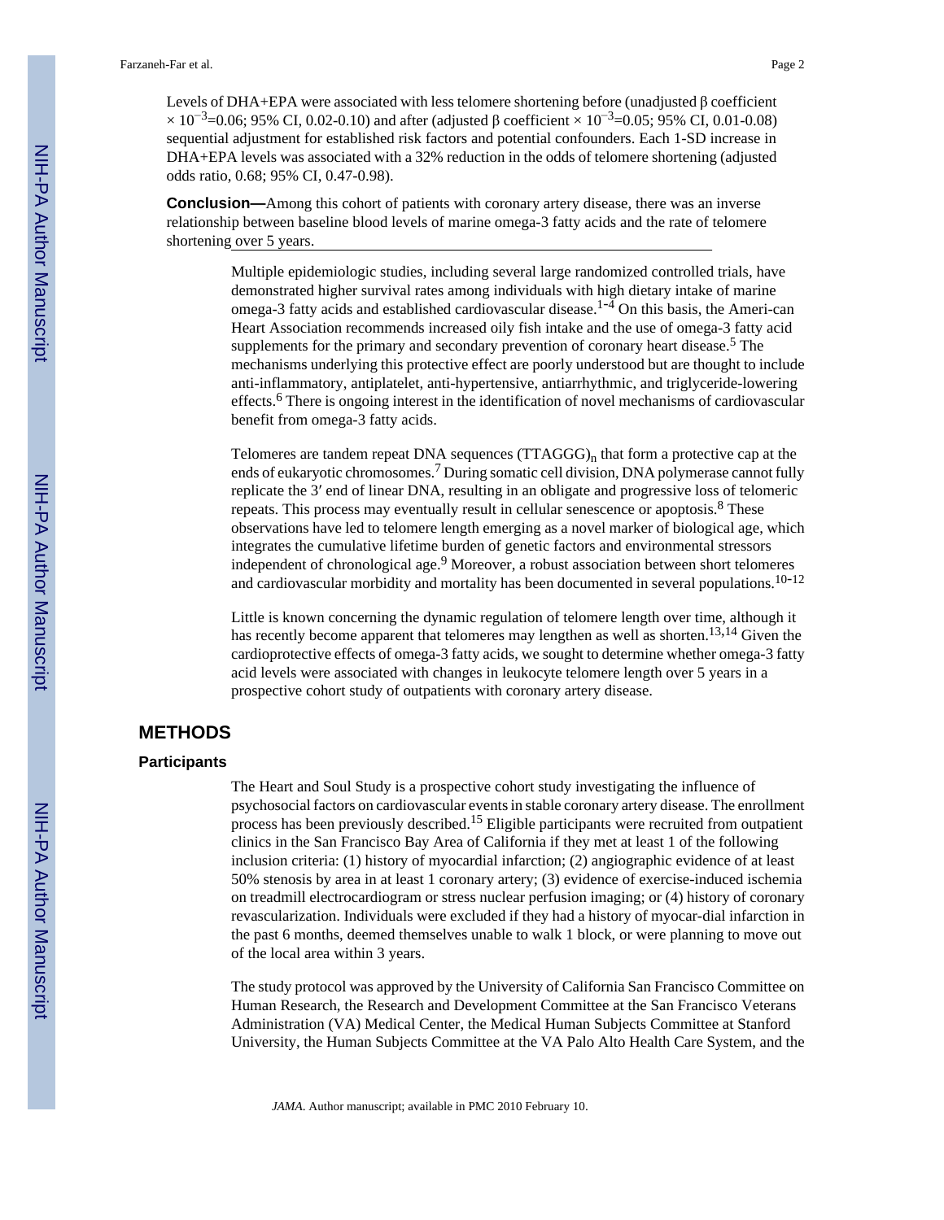Levels of DHA+EPA were associated with less telomere shortening before (unadjusted β coefficient $\times 10^{-3}$=0.06; 95% CI, 0.02-0.10) and after (adjusted β coefficient $\times 10^{-3}$=0.05; 95% CI, 0.01-0.08) sequential adjustment for established risk factors and potential confounders. Each 1-SD increase in DHA+EPA levels was associated with a 32% reduction in the odds of telomere shortening (adjusted odds ratio, 0.68; 95% CI, 0.47-0.98).

**Conclusion—**Among this cohort of patients with coronary artery disease, there was an inverse relationship between baseline blood levels of marine omega-3 fatty acids and the rate of telomere shortening over 5 years.

Multiple epidemiologic studies, including several large randomized controlled trials, have demonstrated higher survival rates among individuals with high dietary intake of marine omega-3 fatty acids and established cardiovascular disease.[1-4] On this basis, the Ameri-can Heart Association recommends increased oily fish intake and the use of omega-3 fatty acid supplements for the primary and secondary prevention of coronary heart disease.[5] The mechanisms underlying this protective effect are poorly understood but are thought to include anti-inflammatory, antiplatelet, anti-hypertensive, antiarrhythmic, and triglyceride-lowering effects.[6] There is ongoing interest in the identification of novel mechanisms of cardiovascular benefit from omega-3 fatty acids.

Telomeres are tandem repeat DNA sequences $(TTAGGG)_n$ that form a protective cap at the ends of eukaryotic chromosomes.[7] During somatic cell division, DNA polymerase cannot fully replicate the 3′ end of linear DNA, resulting in an obligate and progressive loss of telomeric repeats. This process may eventually result in cellular senescence or apoptosis.[8] These observations have led to telomere length emerging as a novel marker of biological age, which integrates the cumulative lifetime burden of genetic factors and environmental stressors independent of chronological age.[9] Moreover, a robust association between short telomeres and cardiovascular morbidity and mortality has been documented in several populations.[10-12]

Little is known concerning the dynamic regulation of telomere length over time, although it has recently become apparent that telomeres may lengthen as well as shorten.[13,14] Given the cardioprotective effects of omega-3 fatty acids, we sought to determine whether omega-3 fatty acid levels were associated with changes in leukocyte telomere length over 5 years in a prospective cohort study of outpatients with coronary artery disease.

## METHODS

### Participants

The Heart and Soul Study is a prospective cohort study investigating the influence of psychosocial factors on cardiovascular events in stable coronary artery disease. The enrollment process has been previously described.[15] Eligible participants were recruited from outpatient clinics in the San Francisco Bay Area of California if they met at least 1 of the following inclusion criteria: (1) history of myocardial infarction; (2) angiographic evidence of at least 50% stenosis by area in at least 1 coronary artery; (3) evidence of exercise-induced ischemia on treadmill electrocardiogram or stress nuclear perfusion imaging; or (4) history of coronary revascularization. Individuals were excluded if they had a history of myocar-dial infarction in the past 6 months, deemed themselves unable to walk 1 block, or were planning to move out of the local area within 3 years.

The study protocol was approved by the University of California San Francisco Committee on Human Research, the Research and Development Committee at the San Francisco Veterans Administration (VA) Medical Center, the Medical Human Subjects Committee at Stanford University, the Human Subjects Committee at the VA Palo Alto Health Care System, and the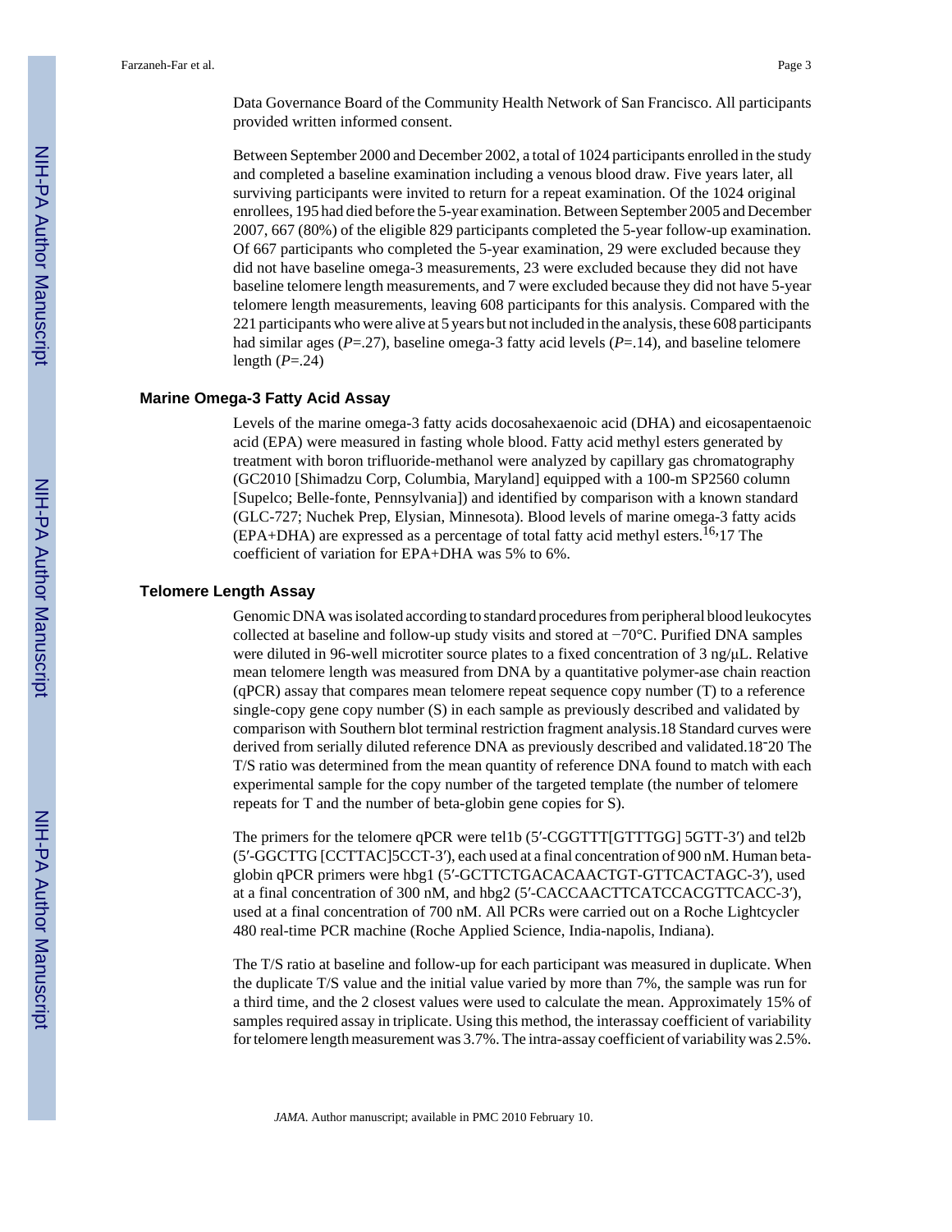Data Governance Board of the Community Health Network of San Francisco. All participants provided written informed consent.

Between September 2000 and December 2002, a total of 1024 participants enrolled in the study and completed a baseline examination including a venous blood draw. Five years later, all surviving participants were invited to return for a repeat examination. Of the 1024 original enrollees, 195 had died before the 5-year examination. Between September 2005 and December 2007, 667 (80%) of the eligible 829 participants completed the 5-year follow-up examination. Of 667 participants who completed the 5-year examination, 29 were excluded because they did not have baseline omega-3 measurements, 23 were excluded because they did not have baseline telomere length measurements, and 7 were excluded because they did not have 5-year telomere length measurements, leaving 608 participants for this analysis. Compared with the 221 participants who were alive at 5 years but not included in the analysis, these 608 participants had similar ages ($P$=.27), baseline omega-3 fatty acid levels ($P$=.14), and baseline telomere length ($P$=.24)

### Marine Omega-3 Fatty Acid Assay

Levels of the marine omega-3 fatty acids docosahexaenoic acid (DHA) and eicosapentaenoic acid (EPA) were measured in fasting whole blood. Fatty acid methyl esters generated by treatment with boron trifluoride-methanol were analyzed by capillary gas chromatography (GC2010 [Shimadzu Corp, Columbia, Maryland] equipped with a 100-m SP2560 column [Supelco; Belle-fonte, Pennsylvania]) and identified by comparison with a known standard (GLC-727; Nuchek Prep, Elysian, Minnesota). Blood levels of marine omega-3 fatty acids (EPA+DHA) are expressed as a percentage of total fatty acid methyl esters.[16,17] The coefficient of variation for EPA+DHA was 5% to 6%.

### Telomere Length Assay

Genomic DNA was isolated according to standard procedures from peripheral blood leukocytes collected at baseline and follow-up study visits and stored at −70°C. Purified DNA samples were diluted in 96-well microtiter source plates to a fixed concentration of 3 ng/μL. Relative mean telomere length was measured from DNA by a quantitative polymer-ase chain reaction (qPCR) assay that compares mean telomere repeat sequence copy number (T) to a reference single-copy gene copy number (S) in each sample as previously described and validated by comparison with Southern blot terminal restriction fragment analysis.[18] Standard curves were derived from serially diluted reference DNA as previously described and validated.[18-20] The T/S ratio was determined from the mean quantity of reference DNA found to match with each experimental sample for the copy number of the targeted template (the number of telomere repeats for T and the number of beta-globin gene copies for S).

The primers for the telomere qPCR were tel1b (5′-CGGTTT[GTTTGG] 5GTT-3′) and tel2b (5′-GGCTTG [CCTTAC]5CCT-3′), each used at a final concentration of 900 nM. Human beta-globin qPCR primers were hbg1 (5′-GCTTCTGACACAACTGT-GTTCACTAGC-3′), used at a final concentration of 300 nM, and hbg2 (5′-CACCAACTTCATCCACGTTCACC-3′), used at a final concentration of 700 nM. All PCRs were carried out on a Roche Lightcycler 480 real-time PCR machine (Roche Applied Science, India-napolis, Indiana).

The T/S ratio at baseline and follow-up for each participant was measured in duplicate. When the duplicate T/S value and the initial value varied by more than 7%, the sample was run for a third time, and the 2 closest values were used to calculate the mean. Approximately 15% of samples required assay in triplicate. Using this method, the interassay coefficient of variability for telomere length measurement was 3.7%. The intra-assay coefficient of variability was 2.5%.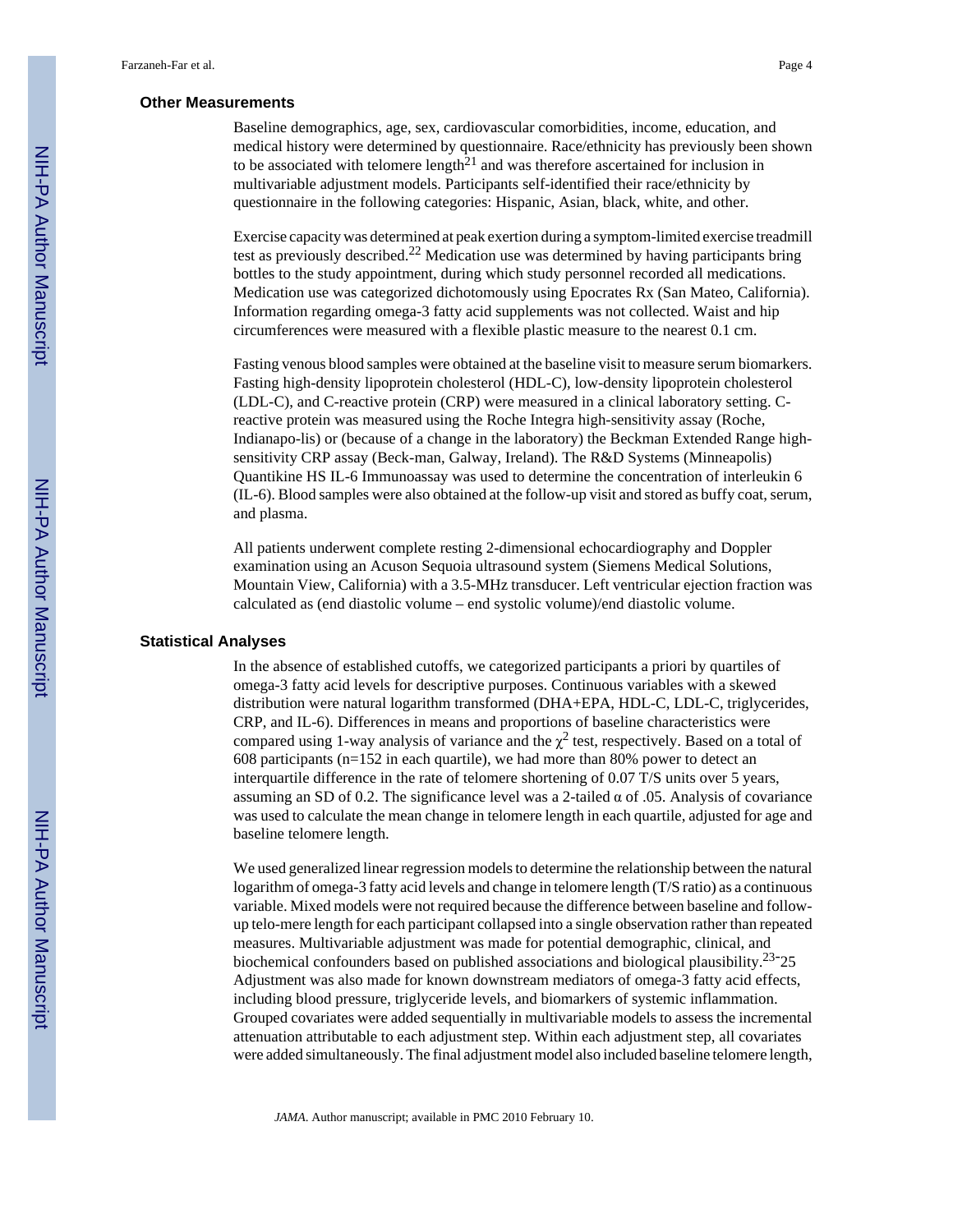### Other Measurements

Baseline demographics, age, sex, cardiovascular comorbidities, income, education, and medical history were determined by questionnaire. Race/ethnicity has previously been shown to be associated with telomere length[21] and was therefore ascertained for inclusion in multivariable adjustment models. Participants self-identified their race/ethnicity by questionnaire in the following categories: Hispanic, Asian, black, white, and other.

Exercise capacity was determined at peak exertion during a symptom-limited exercise treadmill test as previously described.[22] Medication use was determined by having participants bring bottles to the study appointment, during which study personnel recorded all medications. Medication use was categorized dichotomously using Epocrates Rx (San Mateo, California). Information regarding omega-3 fatty acid supplements was not collected. Waist and hip circumferences were measured with a flexible plastic measure to the nearest 0.1 cm.

Fasting venous blood samples were obtained at the baseline visit to measure serum biomarkers. Fasting high-density lipoprotein cholesterol (HDL-C), low-density lipoprotein cholesterol (LDL-C), and C-reactive protein (CRP) were measured in a clinical laboratory setting. C-reactive protein was measured using the Roche Integra high-sensitivity assay (Roche, Indianapo-lis) or (because of a change in the laboratory) the Beckman Extended Range high-sensitivity CRP assay (Beck-man, Galway, Ireland). The R&D Systems (Minneapolis) Quantikine HS IL-6 Immunoassay was used to determine the concentration of interleukin 6 (IL-6). Blood samples were also obtained at the follow-up visit and stored as buffy coat, serum, and plasma.

All patients underwent complete resting 2-dimensional echocardiography and Doppler examination using an Acuson Sequoia ultrasound system (Siemens Medical Solutions, Mountain View, California) with a 3.5-MHz transducer. Left ventricular ejection fraction was calculated as (end diastolic volume – end systolic volume)/end diastolic volume.

### Statistical Analyses

In the absence of established cutoffs, we categorized participants a priori by quartiles of omega-3 fatty acid levels for descriptive purposes. Continuous variables with a skewed distribution were natural logarithm transformed (DHA+EPA, HDL-C, LDL-C, triglycerides, CRP, and IL-6). Differences in means and proportions of baseline characteristics were compared using 1-way analysis of variance and the $\chi^2$ test, respectively. Based on a total of 608 participants (n=152 in each quartile), we had more than 80% power to detect an interquartile difference in the rate of telomere shortening of 0.07 T/S units over 5 years, assuming an SD of 0.2. The significance level was a 2-tailed $\alpha$ of .05. Analysis of covariance was used to calculate the mean change in telomere length in each quartile, adjusted for age and baseline telomere length.

We used generalized linear regression models to determine the relationship between the natural logarithm of omega-3 fatty acid levels and change in telomere length (T/S ratio) as a continuous variable. Mixed models were not required because the difference between baseline and follow-up telo-mere length for each participant collapsed into a single observation rather than repeated measures. Multivariable adjustment was made for potential demographic, clinical, and biochemical confounders based on published associations and biological plausibility.[23-25] Adjustment was also made for known downstream mediators of omega-3 fatty acid effects, including blood pressure, triglyceride levels, and biomarkers of systemic inflammation. Grouped covariates were added sequentially in multivariable models to assess the incremental attenuation attributable to each adjustment step. Within each adjustment step, all covariates were added simultaneously. The final adjustment model also included baseline telomere length,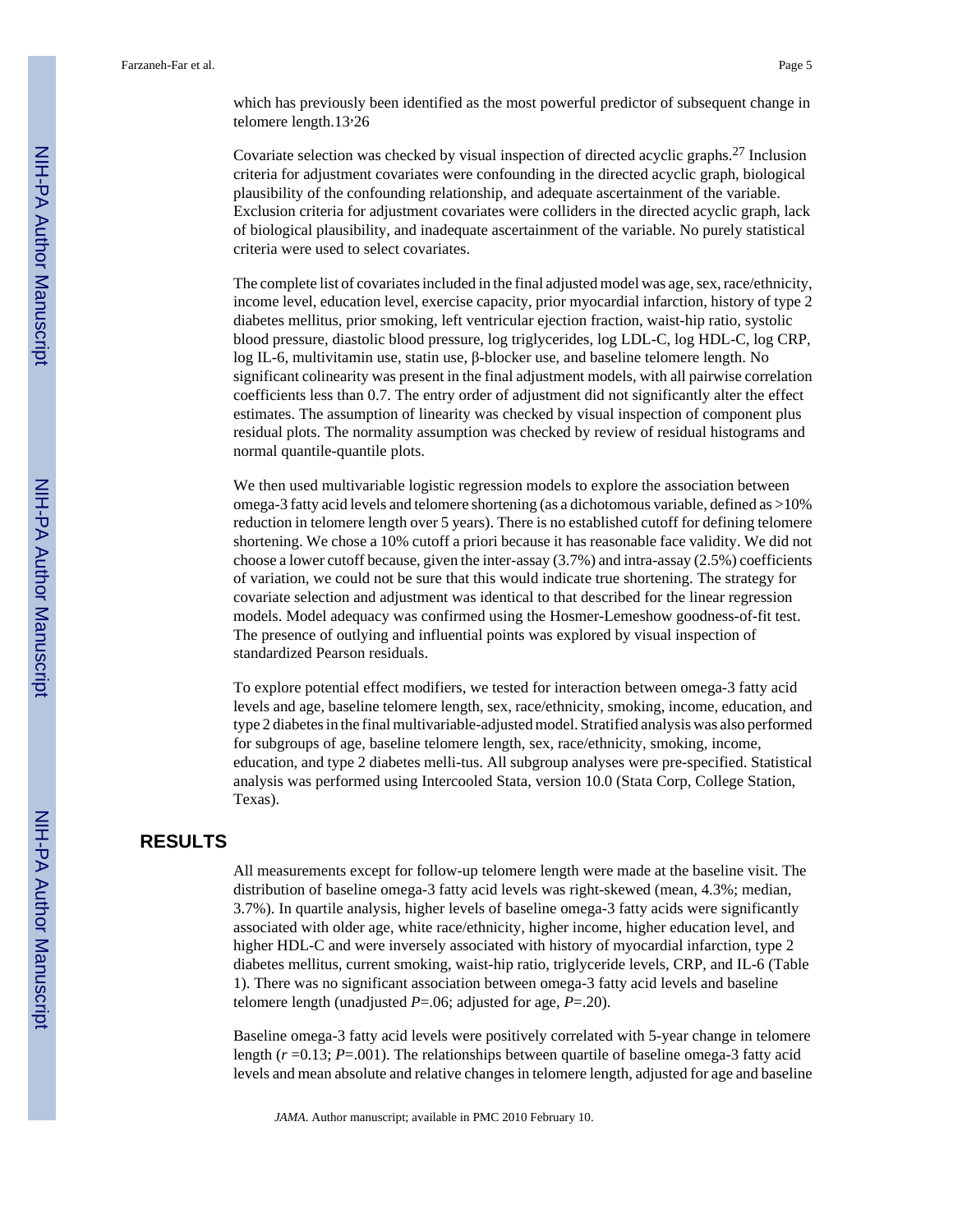which has previously been identified as the most powerful predictor of subsequent change in telomere length.[13,26]

Covariate selection was checked by visual inspection of directed acyclic graphs.[27] Inclusion criteria for adjustment covariates were confounding in the directed acyclic graph, biological plausibility of the confounding relationship, and adequate ascertainment of the variable. Exclusion criteria for adjustment covariates were colliders in the directed acyclic graph, lack of biological plausibility, and inadequate ascertainment of the variable. No purely statistical criteria were used to select covariates.

The complete list of covariates included in the final adjusted model was age, sex, race/ethnicity, income level, education level, exercise capacity, prior myocardial infarction, history of type 2 diabetes mellitus, prior smoking, left ventricular ejection fraction, waist-hip ratio, systolic blood pressure, diastolic blood pressure, log triglycerides, log LDL-C, log HDL-C, log CRP, log IL-6, multivitamin use, statin use, β-blocker use, and baseline telomere length. No significant colinearity was present in the final adjustment models, with all pairwise correlation coefficients less than 0.7. The entry order of adjustment did not significantly alter the effect estimates. The assumption of linearity was checked by visual inspection of component plus residual plots. The normality assumption was checked by review of residual histograms and normal quantile-quantile plots.

We then used multivariable logistic regression models to explore the association between omega-3 fatty acid levels and telomere shortening (as a dichotomous variable, defined as >10% reduction in telomere length over 5 years). There is no established cutoff for defining telomere shortening. We chose a 10% cutoff a priori because it has reasonable face validity. We did not choose a lower cutoff because, given the inter-assay (3.7%) and intra-assay (2.5%) coefficients of variation, we could not be sure that this would indicate true shortening. The strategy for covariate selection and adjustment was identical to that described for the linear regression models. Model adequacy was confirmed using the Hosmer-Lemeshow goodness-of-fit test. The presence of outlying and influential points was explored by visual inspection of standardized Pearson residuals.

To explore potential effect modifiers, we tested for interaction between omega-3 fatty acid levels and age, baseline telomere length, sex, race/ethnicity, smoking, income, education, and type 2 diabetes in the final multivariable-adjusted model. Stratified analysis was also performed for subgroups of age, baseline telomere length, sex, race/ethnicity, smoking, income, education, and type 2 diabetes melli-tus. All subgroup analyses were pre-specified. Statistical analysis was performed using Intercooled Stata, version 10.0 (Stata Corp, College Station, Texas).

## RESULTS

All measurements except for follow-up telomere length were made at the baseline visit. The distribution of baseline omega-3 fatty acid levels was right-skewed (mean, 4.3%; median, 3.7%). In quartile analysis, higher levels of baseline omega-3 fatty acids were significantly associated with older age, white race/ethnicity, higher income, higher education level, and higher HDL-C and were inversely associated with history of myocardial infarction, type 2 diabetes mellitus, current smoking, waist-hip ratio, triglyceride levels, CRP, and IL-6 (Table 1). There was no significant association between omega-3 fatty acid levels and baseline telomere length (unadjusted $P$=.06; adjusted for age, $P$=.20).

Baseline omega-3 fatty acid levels were positively correlated with 5-year change in telomere length ($r$ =0.13; $P$=.001). The relationships between quartile of baseline omega-3 fatty acid levels and mean absolute and relative changes in telomere length, adjusted for age and baseline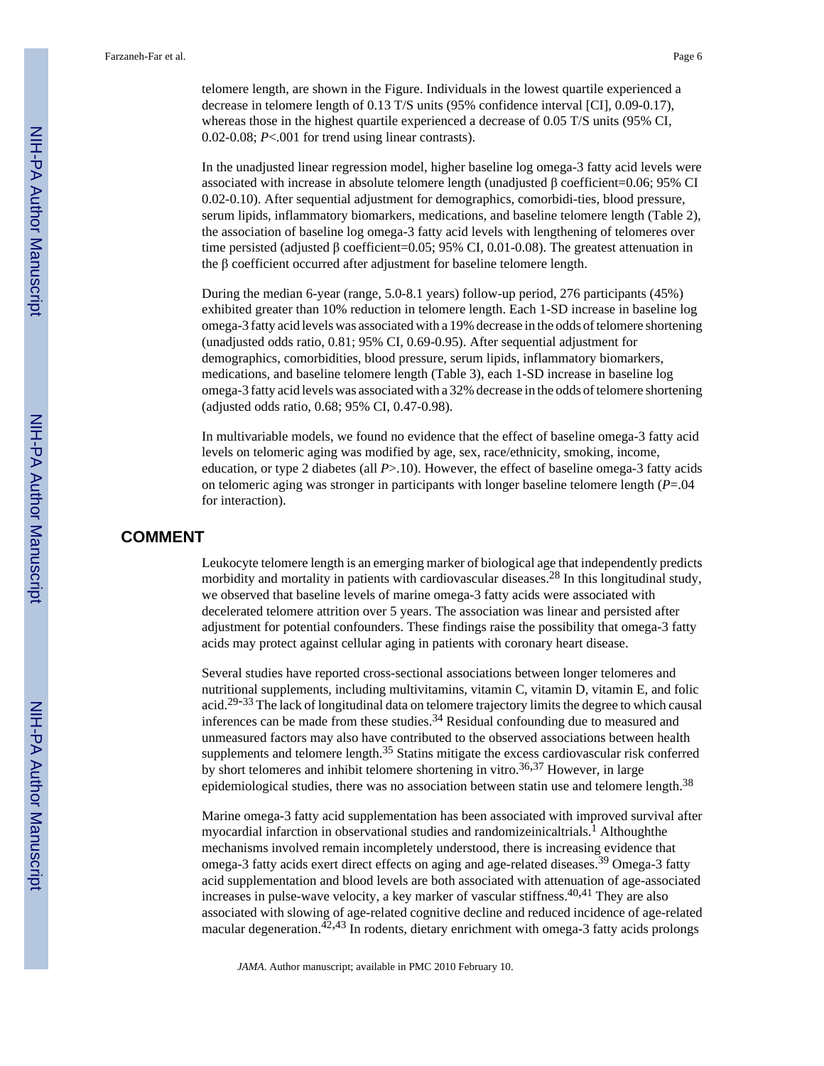telomere length, are shown in the Figure. Individuals in the lowest quartile experienced a decrease in telomere length of 0.13 T/S units (95% confidence interval [CI], 0.09-0.17), whereas those in the highest quartile experienced a decrease of 0.05 T/S units (95% CI, 0.02-0.08; $P<.001$ for trend using linear contrasts).

In the unadjusted linear regression model, higher baseline log omega-3 fatty acid levels were associated with increase in absolute telomere length (unadjusted β coefficient=0.06; 95% CI 0.02-0.10). After sequential adjustment for demographics, comorbidi-ties, blood pressure, serum lipids, inflammatory biomarkers, medications, and baseline telomere length (Table 2), the association of baseline log omega-3 fatty acid levels with lengthening of telomeres over time persisted (adjusted β coefficient=0.05; 95% CI, 0.01-0.08). The greatest attenuation in the β coefficient occurred after adjustment for baseline telomere length.

During the median 6-year (range, 5.0-8.1 years) follow-up period, 276 participants (45%) exhibited greater than 10% reduction in telomere length. Each 1-SD increase in baseline log omega-3 fatty acid levels was associated with a 19% decrease in the odds of telomere shortening (unadjusted odds ratio, 0.81; 95% CI, 0.69-0.95). After sequential adjustment for demographics, comorbidities, blood pressure, serum lipids, inflammatory biomarkers, medications, and baseline telomere length (Table 3), each 1-SD increase in baseline log omega-3 fatty acid levels was associated with a 32% decrease in the odds of telomere shortening (adjusted odds ratio, 0.68; 95% CI, 0.47-0.98).

In multivariable models, we found no evidence that the effect of baseline omega-3 fatty acid levels on telomeric aging was modified by age, sex, race/ethnicity, smoking, income, education, or type 2 diabetes (all $P>.10$). However, the effect of baseline omega-3 fatty acids on telomeric aging was stronger in participants with longer baseline telomere length ($P=.04$ for interaction).

## COMMENT

Leukocyte telomere length is an emerging marker of biological age that independently predicts morbidity and mortality in patients with cardiovascular diseases.[28] In this longitudinal study, we observed that baseline levels of marine omega-3 fatty acids were associated with decelerated telomere attrition over 5 years. The association was linear and persisted after adjustment for potential confounders. These findings raise the possibility that omega-3 fatty acids may protect against cellular aging in patients with coronary heart disease.

Several studies have reported cross-sectional associations between longer telomeres and nutritional supplements, including multivitamins, vitamin C, vitamin D, vitamin E, and folic acid.[29-33] The lack of longitudinal data on telomere trajectory limits the degree to which causal inferences can be made from these studies.[34] Residual confounding due to measured and unmeasured factors may also have contributed to the observed associations between health supplements and telomere length.[35] Statins mitigate the excess cardiovascular risk conferred by short telomeres and inhibit telomere shortening in vitro.[36,37] However, in large epidemiological studies, there was no association between statin use and telomere length.[38]

Marine omega-3 fatty acid supplementation has been associated with improved survival after myocardial infarction in observational studies and randomizeinicaltrials.[1] Althoughthe mechanisms involved remain incompletely understood, there is increasing evidence that omega-3 fatty acids exert direct effects on aging and age-related diseases.[39] Omega-3 fatty acid supplementation and blood levels are both associated with attenuation of age-associated increases in pulse-wave velocity, a key marker of vascular stiffness.[40,41] They are also associated with slowing of age-related cognitive decline and reduced incidence of age-related macular degeneration.[42,43] In rodents, dietary enrichment with omega-3 fatty acids prolongs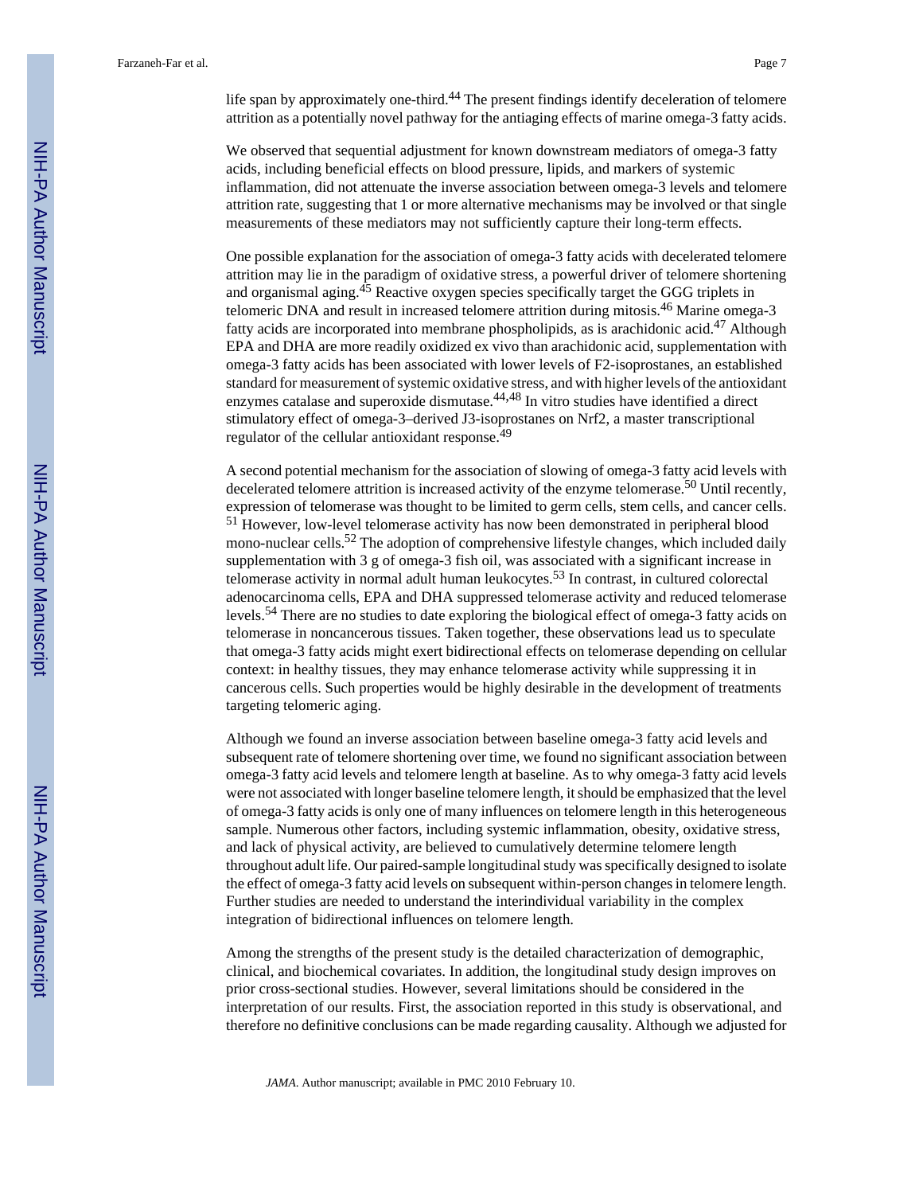life span by approximately one-third.[44] The present findings identify deceleration of telomere attrition as a potentially novel pathway for the antiaging effects of marine omega-3 fatty acids.

We observed that sequential adjustment for known downstream mediators of omega-3 fatty acids, including beneficial effects on blood pressure, lipids, and markers of systemic inflammation, did not attenuate the inverse association between omega-3 levels and telomere attrition rate, suggesting that 1 or more alternative mechanisms may be involved or that single measurements of these mediators may not sufficiently capture their long-term effects.

One possible explanation for the association of omega-3 fatty acids with decelerated telomere attrition may lie in the paradigm of oxidative stress, a powerful driver of telomere shortening and organismal aging.[45] Reactive oxygen species specifically target the GGG triplets in telomeric DNA and result in increased telomere attrition during mitosis.[46] Marine omega-3 fatty acids are incorporated into membrane phospholipids, as is arachidonic acid.[47] Although EPA and DHA are more readily oxidized ex vivo than arachidonic acid, supplementation with omega-3 fatty acids has been associated with lower levels of F2-isoprostanes, an established standard for measurement of systemic oxidative stress, and with higher levels of the antioxidant enzymes catalase and superoxide dismutase.[44,48] In vitro studies have identified a direct stimulatory effect of omega-3–derived J3-isoprostanes on Nrf2, a master transcriptional regulator of the cellular antioxidant response.[49]

A second potential mechanism for the association of slowing of omega-3 fatty acid levels with decelerated telomere attrition is increased activity of the enzyme telomerase.[50] Until recently, expression of telomerase was thought to be limited to germ cells, stem cells, and cancer cells.[51] However, low-level telomerase activity has now been demonstrated in peripheral blood mono-nuclear cells.[52] The adoption of comprehensive lifestyle changes, which included daily supplementation with 3 g of omega-3 fish oil, was associated with a significant increase in telomerase activity in normal adult human leukocytes.[53] In contrast, in cultured colorectal adenocarcinoma cells, EPA and DHA suppressed telomerase activity and reduced telomerase levels.[54] There are no studies to date exploring the biological effect of omega-3 fatty acids on telomerase in noncancerous tissues. Taken together, these observations lead us to speculate that omega-3 fatty acids might exert bidirectional effects on telomerase depending on cellular context: in healthy tissues, they may enhance telomerase activity while suppressing it in cancerous cells. Such properties would be highly desirable in the development of treatments targeting telomeric aging.

Although we found an inverse association between baseline omega-3 fatty acid levels and subsequent rate of telomere shortening over time, we found no significant association between omega-3 fatty acid levels and telomere length at baseline. As to why omega-3 fatty acid levels were not associated with longer baseline telomere length, it should be emphasized that the level of omega-3 fatty acids is only one of many influences on telomere length in this heterogeneous sample. Numerous other factors, including systemic inflammation, obesity, oxidative stress, and lack of physical activity, are believed to cumulatively determine telomere length throughout adult life. Our paired-sample longitudinal study was specifically designed to isolate the effect of omega-3 fatty acid levels on subsequent within-person changes in telomere length. Further studies are needed to understand the interindividual variability in the complex integration of bidirectional influences on telomere length.

Among the strengths of the present study is the detailed characterization of demographic, clinical, and biochemical covariates. In addition, the longitudinal study design improves on prior cross-sectional studies. However, several limitations should be considered in the interpretation of our results. First, the association reported in this study is observational, and therefore no definitive conclusions can be made regarding causality. Although we adjusted for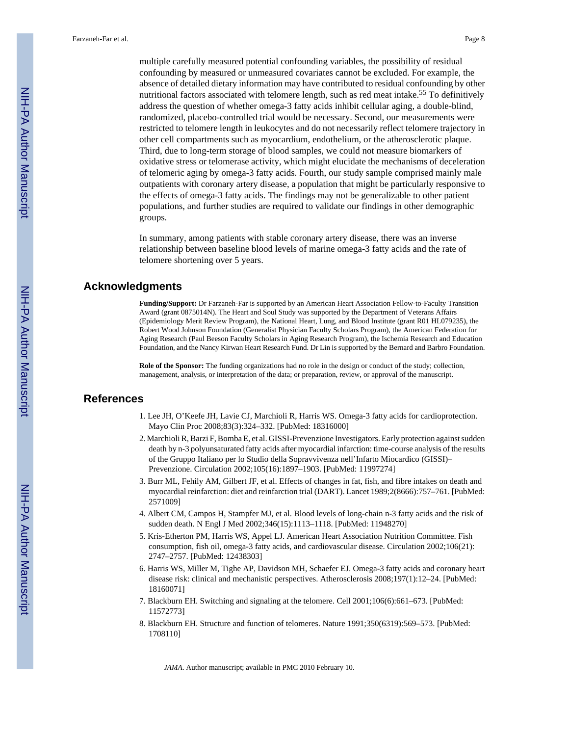multiple carefully measured potential confounding variables, the possibility of residual confounding by measured or unmeasured covariates cannot be excluded. For example, the absence of detailed dietary information may have contributed to residual confounding by other nutritional factors associated with telomere length, such as red meat intake.[55] To definitively address the question of whether omega-3 fatty acids inhibit cellular aging, a double-blind, randomized, placebo-controlled trial would be necessary. Second, our measurements were restricted to telomere length in leukocytes and do not necessarily reflect telomere trajectory in other cell compartments such as myocardium, endothelium, or the atherosclerotic plaque. Third, due to long-term storage of blood samples, we could not measure biomarkers of oxidative stress or telomerase activity, which might elucidate the mechanisms of deceleration of telomeric aging by omega-3 fatty acids. Fourth, our study sample comprised mainly male outpatients with coronary artery disease, a population that might be particularly responsive to the effects of omega-3 fatty acids. The findings may not be generalizable to other patient populations, and further studies are required to validate our findings in other demographic groups.

In summary, among patients with stable coronary artery disease, there was an inverse relationship between baseline blood levels of marine omega-3 fatty acids and the rate of telomere shortening over 5 years.

## Acknowledgments

**Funding/Support:** Dr Farzaneh-Far is supported by an American Heart Association Fellow-to-Faculty Transition Award (grant 0875014N). The Heart and Soul Study was supported by the Department of Veterans Affairs (Epidemiology Merit Review Program), the National Heart, Lung, and Blood Institute (grant R01 HL079235), the Robert Wood Johnson Foundation (Generalist Physician Faculty Scholars Program), the American Federation for Aging Research (Paul Beeson Faculty Scholars in Aging Research Program), the Ischemia Research and Education Foundation, and the Nancy Kirwan Heart Research Fund. Dr Lin is supported by the Bernard and Barbro Foundation.

**Role of the Sponsor:** The funding organizations had no role in the design or conduct of the study; collection, management, analysis, or interpretation of the data; or preparation, review, or approval of the manuscript.

## References

1. Lee JH, O'Keefe JH, Lavie CJ, Marchioli R, Harris WS. Omega-3 fatty acids for cardioprotection. Mayo Clin Proc 2008;83(3):324–332. [PubMed: 18316000]
2. Marchioli R, Barzi F, Bomba E, et al. GISSI-Prevenzione Investigators. Early protection against sudden death by n-3 polyunsaturated fatty acids after myocardial infarction: time-course analysis of the results of the Gruppo Italiano per lo Studio della Sopravvivenza nell'Infarto Miocardico (GISSI)–Prevenzione. Circulation 2002;105(16):1897–1903. [PubMed: 11997274]
3. Burr ML, Fehily AM, Gilbert JF, et al. Effects of changes in fat, fish, and fibre intakes on death and myocardial reinfarction: diet and reinfarction trial (DART). Lancet 1989;2(8666):757–761. [PubMed: 2571009]
4. Albert CM, Campos H, Stampfer MJ, et al. Blood levels of long-chain n-3 fatty acids and the risk of sudden death. N Engl J Med 2002;346(15):1113–1118. [PubMed: 11948270]
5. Kris-Etherton PM, Harris WS, Appel LJ. American Heart Association Nutrition Committee. Fish consumption, fish oil, omega-3 fatty acids, and cardiovascular disease. Circulation 2002;106(21): 2747–2757. [PubMed: 12438303]
6. Harris WS, Miller M, Tighe AP, Davidson MH, Schaefer EJ. Omega-3 fatty acids and coronary heart disease risk: clinical and mechanistic perspectives. Atherosclerosis 2008;197(1):12–24. [PubMed: 18160071]
7. Blackburn EH. Switching and signaling at the telomere. Cell 2001;106(6):661–673. [PubMed: 11572773]
8. Blackburn EH. Structure and function of telomeres. Nature 1991;350(6319):569–573. [PubMed: 1708110]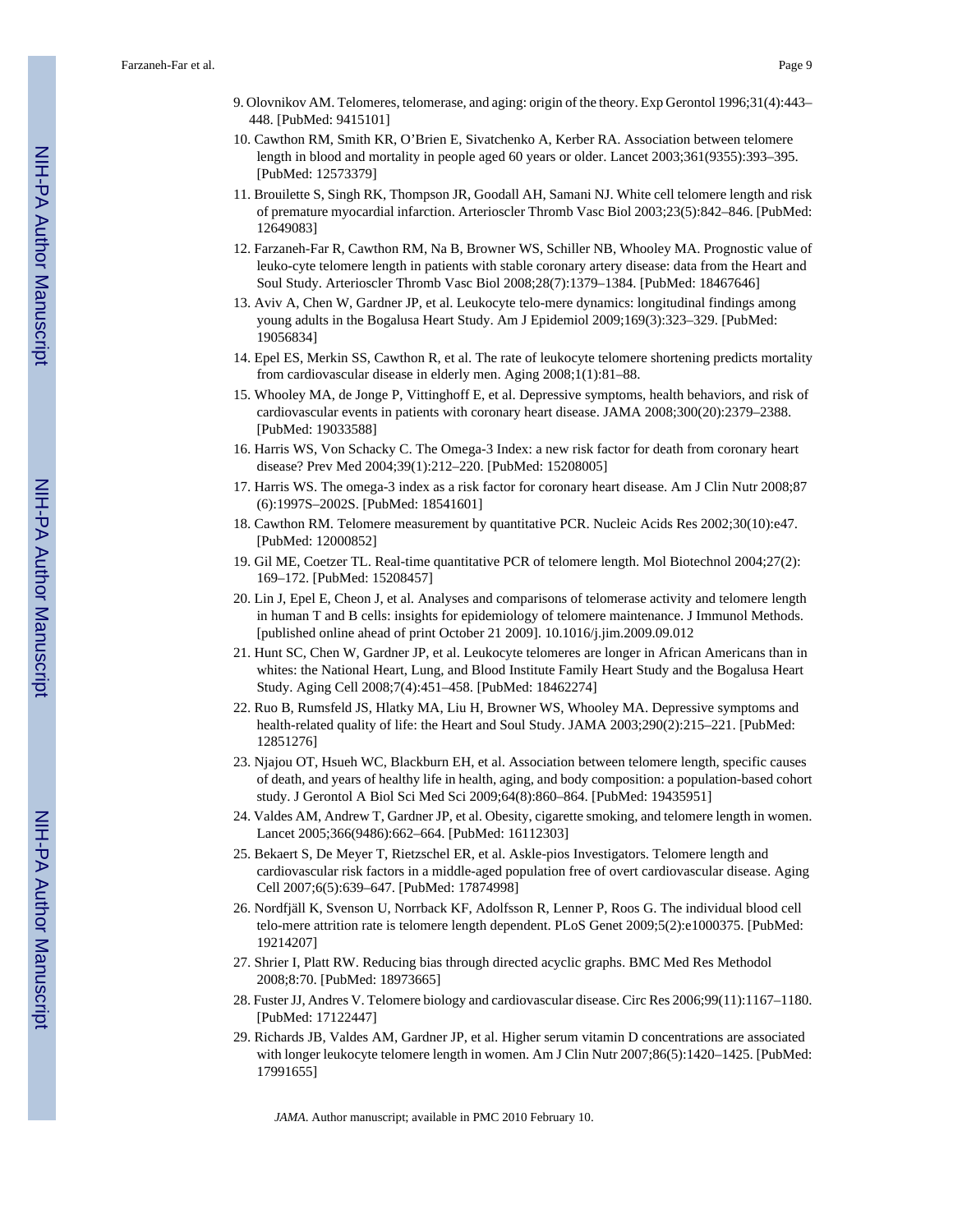9. Olovnikov AM. Telomeres, telomerase, and aging: origin of the theory. Exp Gerontol 1996;31(4):443–448. [PubMed: 9415101]

10. Cawthon RM, Smith KR, O'Brien E, Sivatchenko A, Kerber RA. Association between telomere length in blood and mortality in people aged 60 years or older. Lancet 2003;361(9355):393–395. [PubMed: 12573379]

11. Brouilette S, Singh RK, Thompson JR, Goodall AH, Samani NJ. White cell telomere length and risk of premature myocardial infarction. Arterioscler Thromb Vasc Biol 2003;23(5):842–846. [PubMed: 12649083]

12. Farzaneh-Far R, Cawthon RM, Na B, Browner WS, Schiller NB, Whooley MA. Prognostic value of leuko-cyte telomere length in patients with stable coronary artery disease: data from the Heart and Soul Study. Arterioscler Thromb Vasc Biol 2008;28(7):1379–1384. [PubMed: 18467646]

13. Aviv A, Chen W, Gardner JP, et al. Leukocyte telo-mere dynamics: longitudinal findings among young adults in the Bogalusa Heart Study. Am J Epidemiol 2009;169(3):323–329. [PubMed: 19056834]

14. Epel ES, Merkin SS, Cawthon R, et al. The rate of leukocyte telomere shortening predicts mortality from cardiovascular disease in elderly men. Aging 2008;1(1):81–88.

15. Whooley MA, de Jonge P, Vittinghoff E, et al. Depressive symptoms, health behaviors, and risk of cardiovascular events in patients with coronary heart disease. JAMA 2008;300(20):2379–2388. [PubMed: 19033588]

16. Harris WS, Von Schacky C. The Omega-3 Index: a new risk factor for death from coronary heart disease? Prev Med 2004;39(1):212–220. [PubMed: 15208005]

17. Harris WS. The omega-3 index as a risk factor for coronary heart disease. Am J Clin Nutr 2008;87 (6):1997S–2002S. [PubMed: 18541601]

18. Cawthon RM. Telomere measurement by quantitative PCR. Nucleic Acids Res 2002;30(10):e47. [PubMed: 12000852]

19. Gil ME, Coetzer TL. Real-time quantitative PCR of telomere length. Mol Biotechnol 2004;27(2): 169–172. [PubMed: 15208457]

20. Lin J, Epel E, Cheon J, et al. Analyses and comparisons of telomerase activity and telomere length in human T and B cells: insights for epidemiology of telomere maintenance. J Immunol Methods. [published online ahead of print October 21 2009]. 10.1016/j.jim.2009.09.012

21. Hunt SC, Chen W, Gardner JP, et al. Leukocyte telomeres are longer in African Americans than in whites: the National Heart, Lung, and Blood Institute Family Heart Study and the Bogalusa Heart Study. Aging Cell 2008;7(4):451–458. [PubMed: 18462274]

22. Ruo B, Rumsfeld JS, Hlatky MA, Liu H, Browner WS, Whooley MA. Depressive symptoms and health-related quality of life: the Heart and Soul Study. JAMA 2003;290(2):215–221. [PubMed: 12851276]

23. Njajou OT, Hsueh WC, Blackburn EH, et al. Association between telomere length, specific causes of death, and years of healthy life in health, aging, and body composition: a population-based cohort study. J Gerontol A Biol Sci Med Sci 2009;64(8):860–864. [PubMed: 19435951]

24. Valdes AM, Andrew T, Gardner JP, et al. Obesity, cigarette smoking, and telomere length in women. Lancet 2005;366(9486):662–664. [PubMed: 16112303]

25. Bekaert S, De Meyer T, Rietzschel ER, et al. Askle-pios Investigators. Telomere length and cardiovascular risk factors in a middle-aged population free of overt cardiovascular disease. Aging Cell 2007;6(5):639–647. [PubMed: 17874998]

26. Nordfjäll K, Svenson U, Norrback KF, Adolfsson R, Lenner P, Roos G. The individual blood cell telo-mere attrition rate is telomere length dependent. PLoS Genet 2009;5(2):e1000375. [PubMed: 19214207]

27. Shrier I, Platt RW. Reducing bias through directed acyclic graphs. BMC Med Res Methodol 2008;8:70. [PubMed: 18973665]

28. Fuster JJ, Andres V. Telomere biology and cardiovascular disease. Circ Res 2006;99(11):1167–1180. [PubMed: 17122447]

29. Richards JB, Valdes AM, Gardner JP, et al. Higher serum vitamin D concentrations are associated with longer leukocyte telomere length in women. Am J Clin Nutr 2007;86(5):1420–1425. [PubMed: 17991655]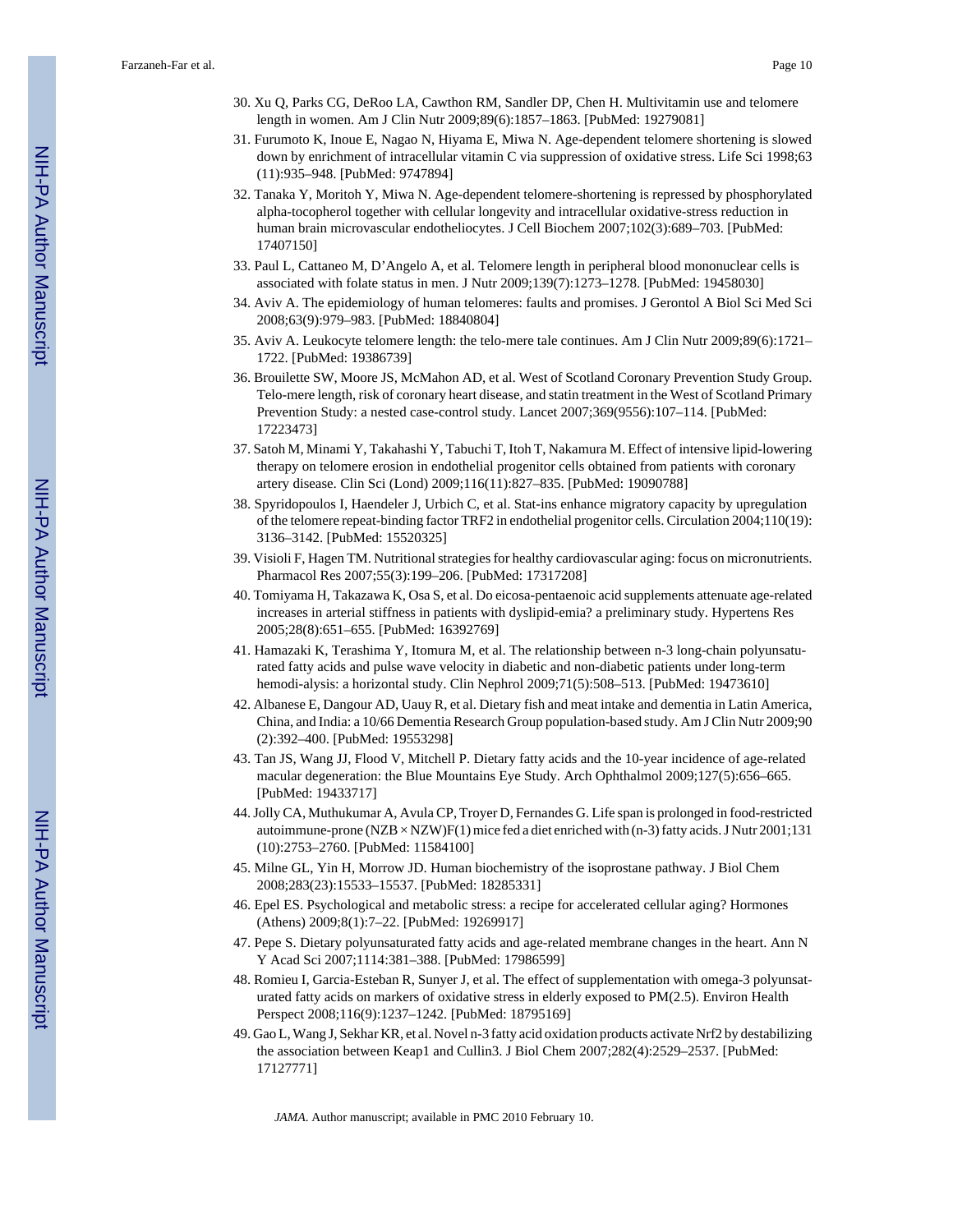30. Xu Q, Parks CG, DeRoo LA, Cawthon RM, Sandler DP, Chen H. Multivitamin use and telomere length in women. Am J Clin Nutr 2009;89(6):1857–1863. [PubMed: 19279081]
31. Furumoto K, Inoue E, Nagao N, Hiyama E, Miwa N. Age-dependent telomere shortening is slowed down by enrichment of intracellular vitamin C via suppression of oxidative stress. Life Sci 1998;63 (11):935–948. [PubMed: 9747894]
32. Tanaka Y, Moritoh Y, Miwa N. Age-dependent telomere-shortening is repressed by phosphorylated alpha-tocopherol together with cellular longevity and intracellular oxidative-stress reduction in human brain microvascular endotheliocytes. J Cell Biochem 2007;102(3):689–703. [PubMed: 17407150]
33. Paul L, Cattaneo M, D'Angelo A, et al. Telomere length in peripheral blood mononuclear cells is associated with folate status in men. J Nutr 2009;139(7):1273–1278. [PubMed: 19458030]
34. Aviv A. The epidemiology of human telomeres: faults and promises. J Gerontol A Biol Sci Med Sci 2008;63(9):979–983. [PubMed: 18840804]
35. Aviv A. Leukocyte telomere length: the telo-mere tale continues. Am J Clin Nutr 2009;89(6):1721–1722. [PubMed: 19386739]
36. Brouilette SW, Moore JS, McMahon AD, et al. West of Scotland Coronary Prevention Study Group. Telo-mere length, risk of coronary heart disease, and statin treatment in the West of Scotland Primary Prevention Study: a nested case-control study. Lancet 2007;369(9556):107–114. [PubMed: 17223473]
37. Satoh M, Minami Y, Takahashi Y, Tabuchi T, Itoh T, Nakamura M. Effect of intensive lipid-lowering therapy on telomere erosion in endothelial progenitor cells obtained from patients with coronary artery disease. Clin Sci (Lond) 2009;116(11):827–835. [PubMed: 19090788]
38. Spyridopoulos I, Haendeler J, Urbich C, et al. Stat-ins enhance migratory capacity by upregulation of the telomere repeat-binding factor TRF2 in endothelial progenitor cells. Circulation 2004;110(19): 3136–3142. [PubMed: 15520325]
39. Visioli F, Hagen TM. Nutritional strategies for healthy cardiovascular aging: focus on micronutrients. Pharmacol Res 2007;55(3):199–206. [PubMed: 17317208]
40. Tomiyama H, Takazawa K, Osa S, et al. Do eicosa-pentaenoic acid supplements attenuate age-related increases in arterial stiffness in patients with dyslipid-emia? a preliminary study. Hypertens Res 2005;28(8):651–655. [PubMed: 16392769]
41. Hamazaki K, Terashima Y, Itomura M, et al. The relationship between n-3 long-chain polyunsaturated fatty acids and pulse wave velocity in diabetic and non-diabetic patients under long-term hemodi-alysis: a horizontal study. Clin Nephrol 2009;71(5):508–513. [PubMed: 19473610]
42. Albanese E, Dangour AD, Uauy R, et al. Dietary fish and meat intake and dementia in Latin America, China, and India: a 10/66 Dementia Research Group population-based study. Am J Clin Nutr 2009;90 (2):392–400. [PubMed: 19553298]
43. Tan JS, Wang JJ, Flood V, Mitchell P. Dietary fatty acids and the 10-year incidence of age-related macular degeneration: the Blue Mountains Eye Study. Arch Ophthalmol 2009;127(5):656–665. [PubMed: 19433717]
44. Jolly CA, Muthukumar A, Avula CP, Troyer D, Fernandes G. Life span is prolonged in food-restricted autoimmune-prone (NZB × NZW)F(1) mice fed a diet enriched with (n-3) fatty acids. J Nutr 2001;131 (10):2753–2760. [PubMed: 11584100]
45. Milne GL, Yin H, Morrow JD. Human biochemistry of the isoprostane pathway. J Biol Chem 2008;283(23):15533–15537. [PubMed: 18285331]
46. Epel ES. Psychological and metabolic stress: a recipe for accelerated cellular aging? Hormones (Athens) 2009;8(1):7–22. [PubMed: 19269917]
47. Pepe S. Dietary polyunsaturated fatty acids and age-related membrane changes in the heart. Ann N Y Acad Sci 2007;1114:381–388. [PubMed: 17986599]
48. Romieu I, Garcia-Esteban R, Sunyer J, et al. The effect of supplementation with omega-3 polyunsaturated fatty acids on markers of oxidative stress in elderly exposed to PM(2.5). Environ Health Perspect 2008;116(9):1237–1242. [PubMed: 18795169]
49. Gao L, Wang J, Sekhar KR, et al. Novel n-3 fatty acid oxidation products activate Nrf2 by destabilizing the association between Keap1 and Cullin3. J Biol Chem 2007;282(4):2529–2537. [PubMed: 17127771]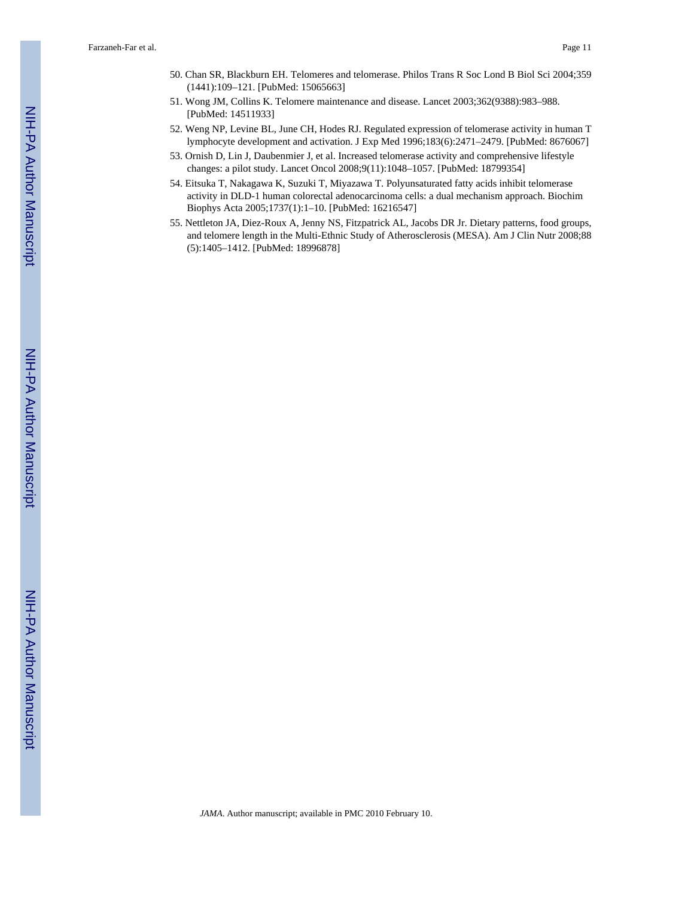50. Chan SR, Blackburn EH. Telomeres and telomerase. Philos Trans R Soc Lond B Biol Sci 2004;359 (1441):109–121. [PubMed: 15065663]
51. Wong JM, Collins K. Telomere maintenance and disease. Lancet 2003;362(9388):983–988. [PubMed: 14511933]
52. Weng NP, Levine BL, June CH, Hodes RJ. Regulated expression of telomerase activity in human T lymphocyte development and activation. J Exp Med 1996;183(6):2471–2479. [PubMed: 8676067]
53. Ornish D, Lin J, Daubenmier J, et al. Increased telomerase activity and comprehensive lifestyle changes: a pilot study. Lancet Oncol 2008;9(11):1048–1057. [PubMed: 18799354]
54. Eitsuka T, Nakagawa K, Suzuki T, Miyazawa T. Polyunsaturated fatty acids inhibit telomerase activity in DLD-1 human colorectal adenocarcinoma cells: a dual mechanism approach. Biochim Biophys Acta 2005;1737(1):1–10. [PubMed: 16216547]
55. Nettleton JA, Diez-Roux A, Jenny NS, Fitzpatrick AL, Jacobs DR Jr. Dietary patterns, food groups, and telomere length in the Multi-Ethnic Study of Atherosclerosis (MESA). Am J Clin Nutr 2008;88 (5):1405–1412. [PubMed: 18996878]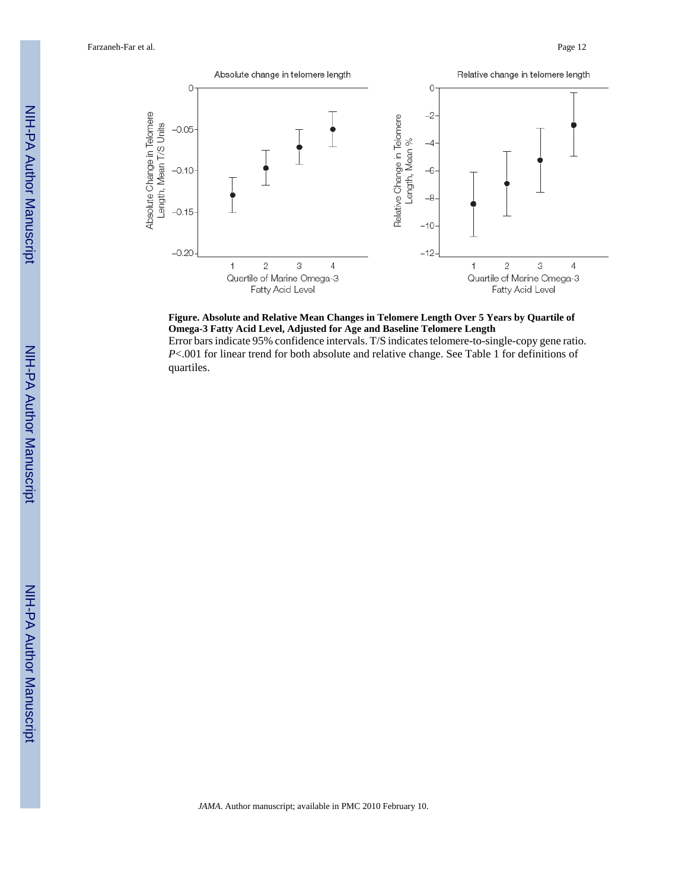**Figure. Absolute and Relative Mean Changes in Telomere Length Over 5 Years by Quartile of Omega-3 Fatty Acid Level, Adjusted for Age and Baseline Telomere Length**

Error bars indicate 95% confidence intervals. T/S indicates telomere-to-single-copy gene ratio. *P*<.001 for linear trend for both absolute and relative change. See Table 1 for definitions of quartiles.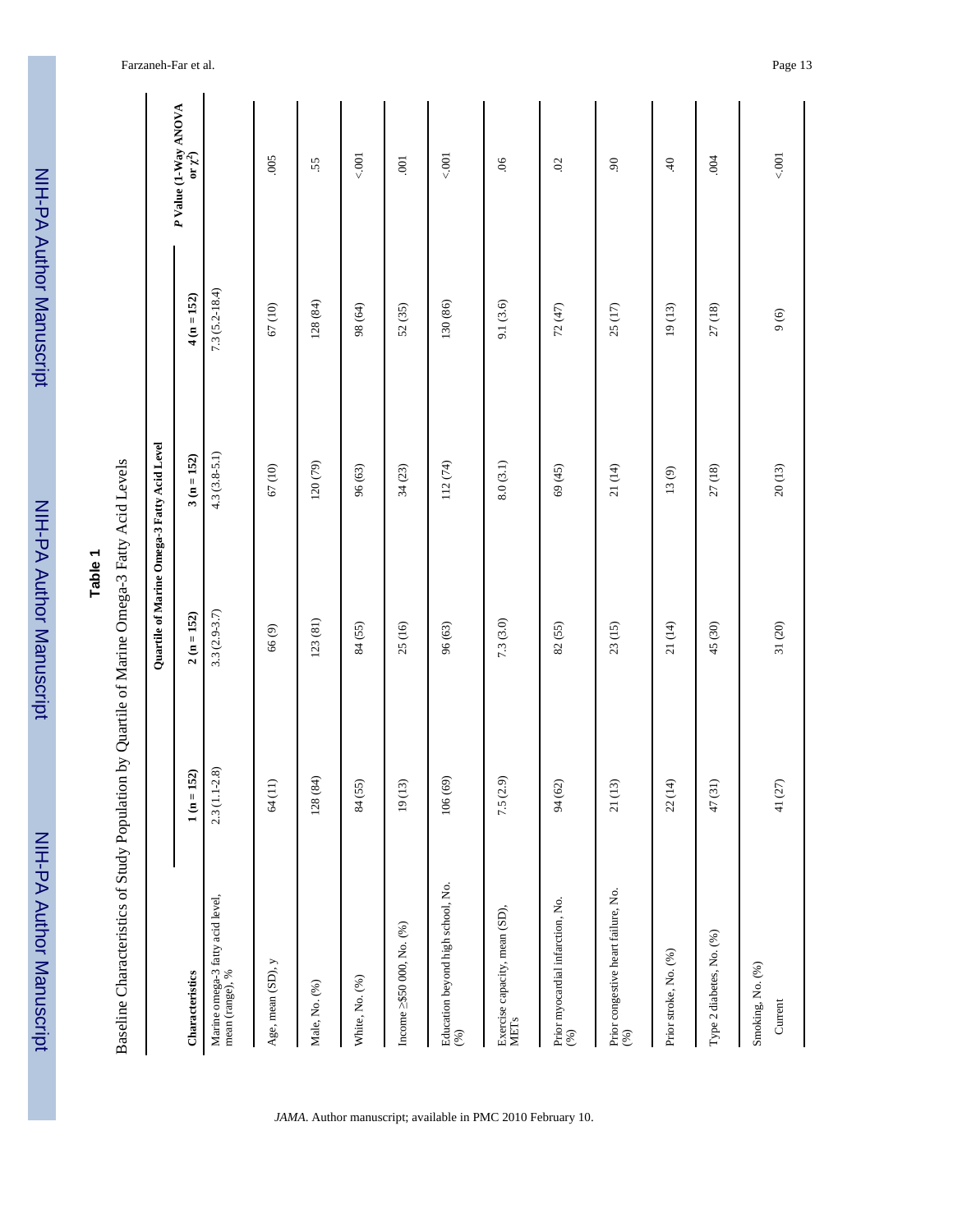**Table 1**

Baseline Characteristics of Study Population by Quartile of Marine Omega-3 Fatty Acid Levels

| Characteristics | Quartile of Marine Omega-3 Fatty Acid Level | | | | P Value (1-Way ANOVA or $\chi^2$) |
|---|---|---|---|---|---|
| | 1 (n = 152) | 2 (n = 152) | 3 (n = 152) | 4 (n = 152) | |
| Marine omega-3 fatty acid level, mean (range), % | 2.3 (1.1-2.8) | 3.3 (2.9-3.7) | 4.3 (3.8-5.1) | 7.3 (5.2-18.4) | |
| Age, mean (SD), y | 64 (11) | 66 (9) | 67 (10) | 67 (10) | .005 |
| Male, No. (%) | 128 (84) | 123 (81) | 120 (79) | 128 (84) | .55 |
| White, No. (%) | 84 (55) | 84 (55) | 96 (63) | 98 (64) | <.001 |
| Income ≥$50 000, No. (%) | 19 (13) | 25 (16) | 34 (23) | 52 (35) | .001 |
| Education beyond high school, No. (%) | 106 (69) | 96 (63) | 112 (74) | 130 (86) | <.001 |
| Exercise capacity, mean (SD), METs | 7.5 (2.9) | 7.3 (3.0) | 8.0 (3.1) | 9.1 (3.6) | .06 |
| Prior myocardial infarction, No. (%) | 94 (62) | 82 (55) | 69 (45) | 72 (47) | .02 |
| Prior congestive heart failure, No. (%) | 21 (13) | 23 (15) | 21 (14) | 25 (17) | .90 |
| Prior stroke, No. (%) | 22 (14) | 21 (14) | 13 (9) | 19 (13) | .40 |
| Type 2 diabetes, No. (%) | 47 (31) | 45 (30) | 27 (18) | 27 (18) | .004 |
| Smoking, No. (%) | | | | | |
| Current | 41 (27) | 31 (20) | 20 (13) | 9 (6) | <.001 |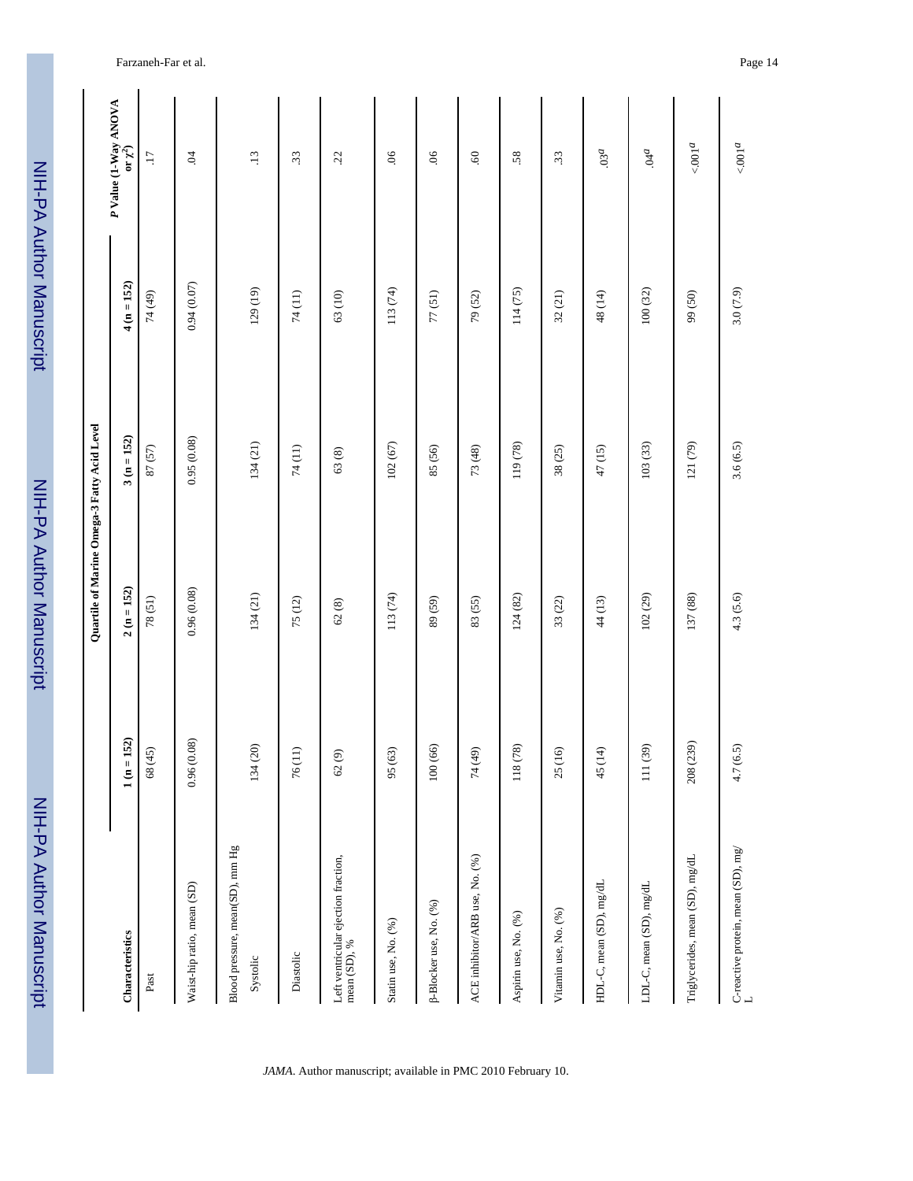| Characteristics | Quartile of Marine Omega-3 Fatty Acid Level | | | | *P* Value (1-Way ANOVA or $\chi^2$) |
|---|---|---|---|---|---|
| | 1 (n = 152) | 2 (n = 152) | 3 (n = 152) | 4 (n = 152) | |
| Past | 68 (45) | 78 (51) | 87 (57) | 74 (49) | .17 |
| Waist-hip ratio, mean (SD) | 0.96 (0.08) | 0.96 (0.08) | 0.95 (0.08) | 0.94 (0.07) | .04 |
| Blood pressure, mean(SD), mm Hg | | | | | |
| Systolic | 134 (20) | 134 (21) | 134 (21) | 129 (19) | .13 |
| Diastolic | 76 (11) | 75 (12) | 74 (11) | 74 (11) | .33 |
| Left ventricular ejection fraction, mean (SD), % | 62 (9) | 62 (8) | 63 (8) | 63 (10) | .22 |
| Statin use, No. (%) | 95 (63) | 113 (74) | 102 (67) | 113 (74) | .06 |
| β-Blocker use, No. (%) | 100 (66) | 89 (59) | 85 (56) | 77 (51) | .06 |
| ACE inhibitor/ARB use, No. (%) | 74 (49) | 83 (55) | 73 (48) | 79 (52) | .60 |
| Aspirin use, No. (%) | 118 (78) | 124 (82) | 119 (78) | 114 (75) | .58 |
| Vitamin use, No. (%) | 25 (16) | 33 (22) | 38 (25) | 32 (21) | .33 |
| HDL-C, mean (SD), mg/dL | 45 (14) | 44 (13) | 47 (15) | 48 (14) | .03[a] |
| LDL-C, mean (SD), mg/dL | 111 (39) | 102 (29) | 103 (33) | 100 (32) | .04[a] |
| Triglycerides, mean (SD), mg/dL | 208 (239) | 137 (88) | 121 (79) | 99 (50) | <.001[a] |
| C-reactive protein, mean (SD), mg/L | 4.7 (6.5) | 4.3 (5.6) | 3.6 (6.5) | 3.0 (7.9) | <.001[a] |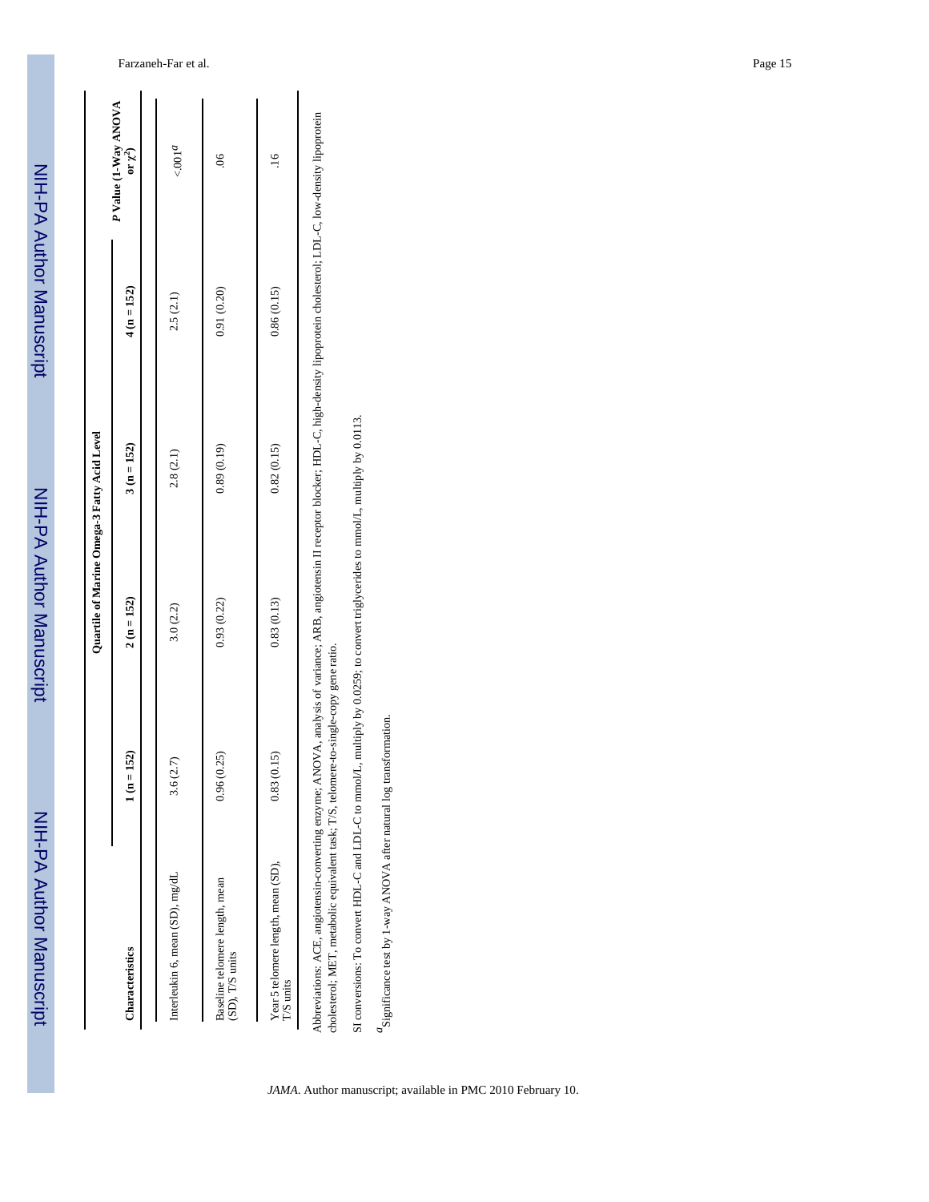| Characteristics | Quartile of Marine Omega-3 Fatty Acid Level | | | | *P* Value (1-Way ANOVA or $\chi^2$) |
|---|---|---|---|---|---|
| | 1 (n = 152) | 2 (n = 152) | 3 (n = 152) | 4 (n = 152) | |
| Interleukin 6, mean (SD), mg/dL | 3.6 (2.7) | 3.0 (2.2) | 2.8 (2.1) | 2.5 (2.1) | <.001[a] |
| Baseline telomere length, mean (SD), T/S units | 0.96 (0.25) | 0.93 (0.22) | 0.89 (0.19) | 0.91 (0.20) | .06 |
| Year 5 telomere length, mean (SD), T/S units | 0.83 (0.15) | 0.83 (0.13) | 0.82 (0.15) | 0.86 (0.15) | .16 |

Abbreviations: ACE, angiotensin-converting enzyme; ANOVA, analysis of variance; ARB, angiotensin II receptor blocker; HDL-C, high-density lipoprotein cholesterol; LDL-C, low-density lipoprotein cholesterol; MET, metabolic equivalent task; T/S, telomere-to-single-copy gene ratio.

SI conversions: To convert HDL-C and LDL-C to mmol/L, multiply by 0.0259; to convert triglycerides to mmol/L, multiply by 0.0113.

[a]Significance test by 1-way ANOVA after natural log transformation.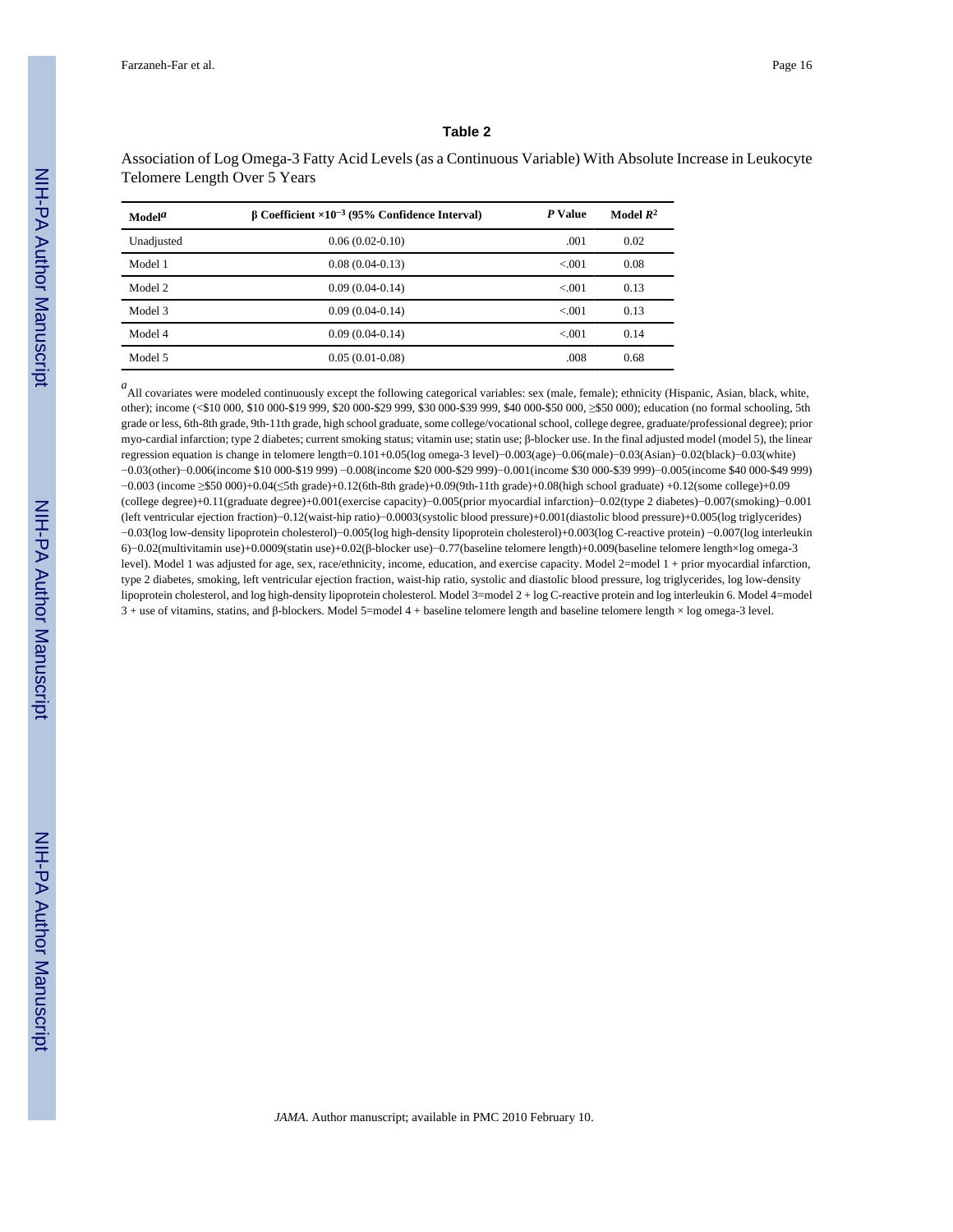## Table 2

Association of Log Omega-3 Fatty Acid Levels (as a Continuous Variable) With Absolute Increase in Leukocyte Telomere Length Over 5 Years

| Model[a] | β Coefficient $\times 10^{-3}$ (95% Confidence Interval) | *P* Value | Model $R^2$ |
|---|---|---|---|
| Unadjusted | 0.06 (0.02-0.10) | .001 | 0.02 |
| Model 1 | 0.08 (0.04-0.13) | <.001 | 0.08 |
| Model 2 | 0.09 (0.04-0.14) | <.001 | 0.13 |
| Model 3 | 0.09 (0.04-0.14) | <.001 | 0.13 |
| Model 4 | 0.09 (0.04-0.14) | <.001 | 0.14 |
| Model 5 | 0.05 (0.01-0.08) | .008 | 0.68 |

[a] All covariates were modeled continuously except the following categorical variables: sex (male, female); ethnicity (Hispanic, Asian, black, white, other); income (<$10 000, $10 000-$19 999, $20 000-$29 999, $30 000-$39 999, $40 000-$50 000, ≥$50 000); education (no formal schooling, 5th grade or less, 6th-8th grade, 9th-11th grade, high school graduate, some college/vocational school, college degree, graduate/professional degree); prior myo-cardial infarction; type 2 diabetes; current smoking status; vitamin use; statin use; β-blocker use. In the final adjusted model (model 5), the linear regression equation is change in telomere length=0.101+0.05(log omega-3 level)−0.003(age)−0.06(male)−0.03(Asian)−0.02(black)−0.03(white) −0.03(other)−0.006(income $10 000-$19 999) −0.008(income $20 000-$29 999)−0.001(income $30 000-$39 999)−0.005(income $40 000-$49 999) −0.003 (income ≥$50 000)+0.04(≤5th grade)+0.12(6th-8th grade)+0.09(9th-11th grade)+0.08(high school graduate) +0.12(some college)+0.09 (college degree)+0.11(graduate degree)+0.001(exercise capacity)−0.005(prior myocardial infarction)−0.02(type 2 diabetes)−0.007(smoking)−0.001 (left ventricular ejection fraction)−0.12(waist-hip ratio)−0.0003(systolic blood pressure)+0.001(diastolic blood pressure)+0.005(log triglycerides) −0.03(log low-density lipoprotein cholesterol)−0.005(log high-density lipoprotein cholesterol)+0.003(log C-reactive protein) −0.007(log interleukin 6)−0.02(multivitamin use)+0.0009(statin use)+0.02(β-blocker use)−0.77(baseline telomere length)+0.009(baseline telomere length×log omega-3 level). Model 1 was adjusted for age, sex, race/ethnicity, income, education, and exercise capacity. Model 2=model 1 + prior myocardial infarction, type 2 diabetes, smoking, left ventricular ejection fraction, waist-hip ratio, systolic and diastolic blood pressure, log triglycerides, log low-density lipoprotein cholesterol, and log high-density lipoprotein cholesterol. Model 3=model 2 + log C-reactive protein and log interleukin 6. Model 4=model 3 + use of vitamins, statins, and β-blockers. Model 5=model 4 + baseline telomere length and baseline telomere length × log omega-3 level.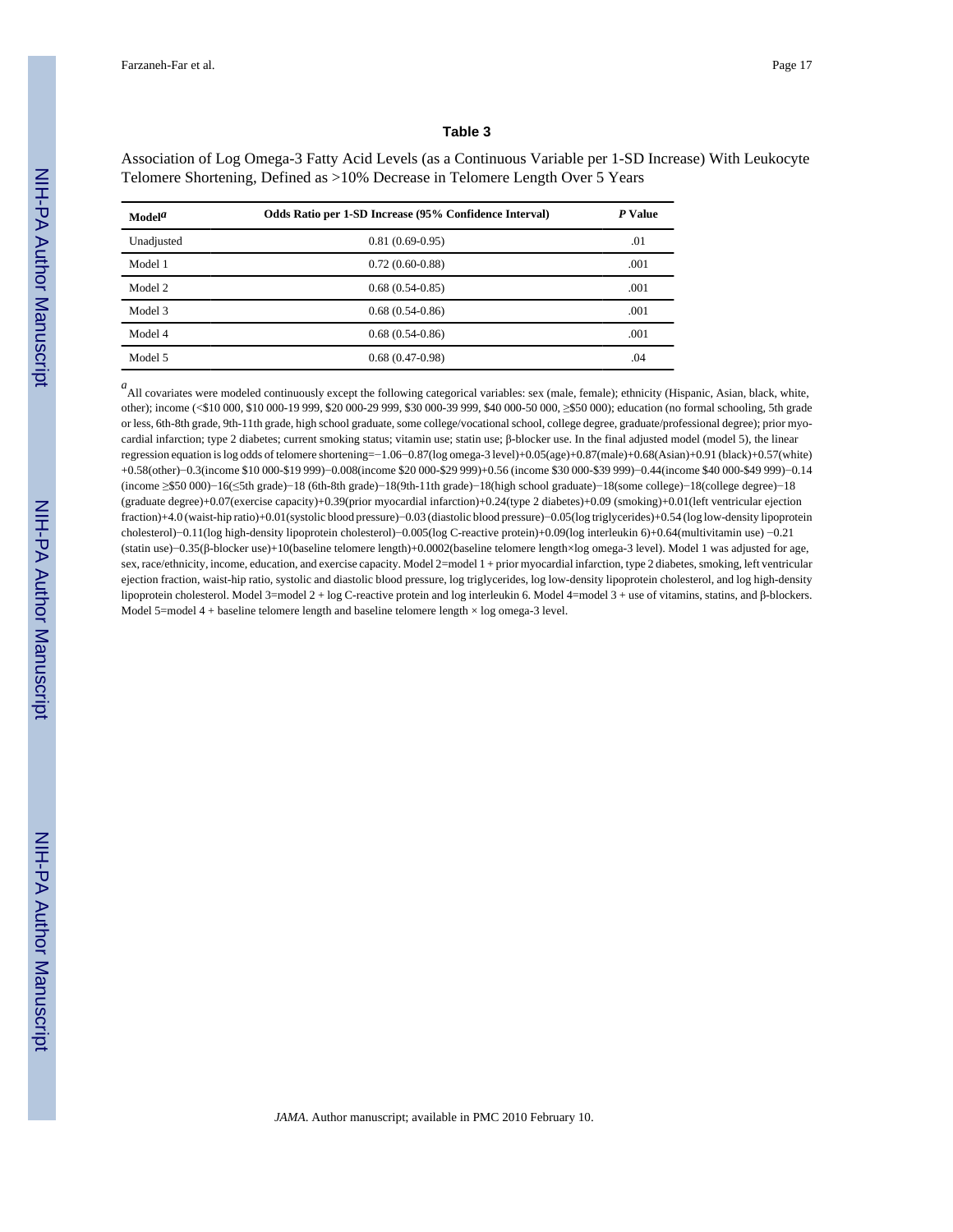**Table 3**

Association of Log Omega-3 Fatty Acid Levels (as a Continuous Variable per 1-SD Increase) With Leukocyte Telomere Shortening, Defined as >10% Decrease in Telomere Length Over 5 Years

| Model[a] | Odds Ratio per 1-SD Increase (95% Confidence Interval) | *P* Value |
|---|---|---|
| Unadjusted | 0.81 (0.69-0.95) | .01 |
| Model 1 | 0.72 (0.60-0.88) | .001 |
| Model 2 | 0.68 (0.54-0.85) | .001 |
| Model 3 | 0.68 (0.54-0.86) | .001 |
| Model 4 | 0.68 (0.54-0.86) | .001 |
| Model 5 | 0.68 (0.47-0.98) | .04 |

[a] All covariates were modeled continuously except the following categorical variables: sex (male, female); ethnicity (Hispanic, Asian, black, white, other); income (<$10 000, $10 000-19 999, $20 000-29 999, $30 000-39 999, $40 000-50 000, ≥$50 000); education (no formal schooling, 5th grade or less, 6th-8th grade, 9th-11th grade, high school graduate, some college/vocational school, college degree, graduate/professional degree); prior myocardial infarction; type 2 diabetes; current smoking status; vitamin use; statin use; β-blocker use. In the final adjusted model (model 5), the linear regression equation is log odds of telomere shortening=−1.06−0.87(log omega-3 level)+0.05(age)+0.87(male)+0.68(Asian)+0.91 (black)+0.57(white) +0.58(other)−0.3(income $10 000-$19 999)−0.008(income $20 000-$29 999)+0.56 (income $30 000-$39 999)−0.44(income $40 000-$49 999)−0.14 (income ≥$50 000)−16(≤5th grade)−18 (6th-8th grade)−18(9th-11th grade)−18(high school graduate)−18(some college)−18(college degree)−18 (graduate degree)+0.07(exercise capacity)+0.39(prior myocardial infarction)+0.24(type 2 diabetes)+0.09 (smoking)+0.01(left ventricular ejection fraction)+4.0 (waist-hip ratio)+0.01(systolic blood pressure)−0.03 (diastolic blood pressure)−0.05(log triglycerides)+0.54 (log low-density lipoprotein cholesterol)−0.11(log high-density lipoprotein cholesterol)−0.005(log C-reactive protein)+0.09(log interleukin 6)+0.64(multivitamin use) −0.21 (statin use)−0.35(β-blocker use)+10(baseline telomere length)+0.0002(baseline telomere length×log omega-3 level). Model 1 was adjusted for age, sex, race/ethnicity, income, education, and exercise capacity. Model 2=model 1 + prior myocardial infarction, type 2 diabetes, smoking, left ventricular ejection fraction, waist-hip ratio, systolic and diastolic blood pressure, log triglycerides, log low-density lipoprotein cholesterol, and log high-density lipoprotein cholesterol. Model 3=model 2 + log C-reactive protein and log interleukin 6. Model 4=model 3 + use of vitamins, statins, and β-blockers. Model 5=model 4 + baseline telomere length and baseline telomere length × log omega-3 level.